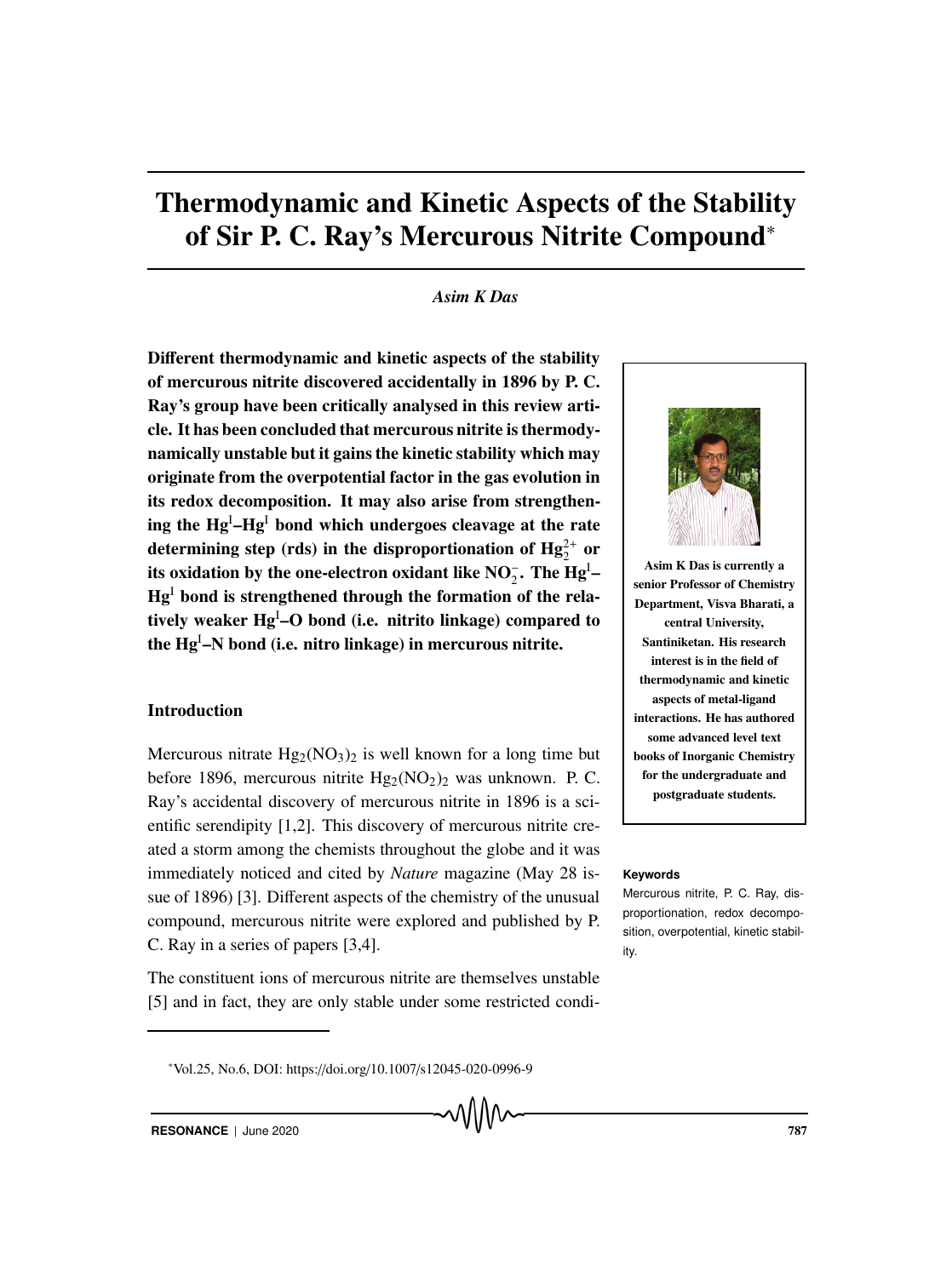# Thermodynamic and Kinetic Aspects of the Stability of Sir P. C. Ray's Mercurous Nitrite Compound*

*Asim K Das*

**Different thermodynamic and kinetic aspects of the stability of mercurous nitrite discovered accidentally in 1896 by P. C. Ray's group have been critically analysed in this review article. It has been concluded that mercurous nitrite is thermodynamically unstable but it gains the kinetic stability which may originate from the overpotential factor in the gas evolution in its redox decomposition. It may also arise from strengthening the $Hg^I$–$Hg^I$ bond which undergoes cleavage at the rate determining step (rds) in the disproportionation of $Hg_2^{2+}$ or its oxidation by the one-electron oxidant like $NO_2^-$. The $Hg^I$–$Hg^I$ bond is strengthened through the formation of the relatively weaker $Hg^I$–O bond (i.e. nitrito linkage) compared to the $Hg^I$–N bond (i.e. nitro linkage) in mercurous nitrite.**

**Asim K Das is currently a senior Professor of Chemistry Department, Visva Bharati, a central University, Santiniketan. His research interest is in the field of thermodynamic and kinetic aspects of metal-ligand interactions. He has authored some advanced level text books of Inorganic Chemistry for the undergraduate and postgraduate students.**

**Keywords**

Mercurous nitrite, P. C. Ray, disproportionation, redox decomposition, overpotential, kinetic stability.

## Introduction

Mercurous nitrate $Hg_2(NO_3)_2$ is well known for a long time but before 1896, mercurous nitrite $Hg_2(NO_2)_2$ was unknown. P. C. Ray's accidental discovery of mercurous nitrite in 1896 is a scientific serendipity [1,2]. This discovery of mercurous nitrite created a storm among the chemists throughout the globe and it was immediately noticed and cited by *Nature* magazine (May 28 issue of 1896) [3]. Different aspects of the chemistry of the unusual compound, mercurous nitrite were explored and published by P. C. Ray in a series of papers [3,4].

The constituent ions of mercurous nitrite are themselves unstable [5] and in fact, they are only stable under some restricted condi-

*Vol.25, No.6, DOI: https://doi.org/10.1007/s12045-020-0996-9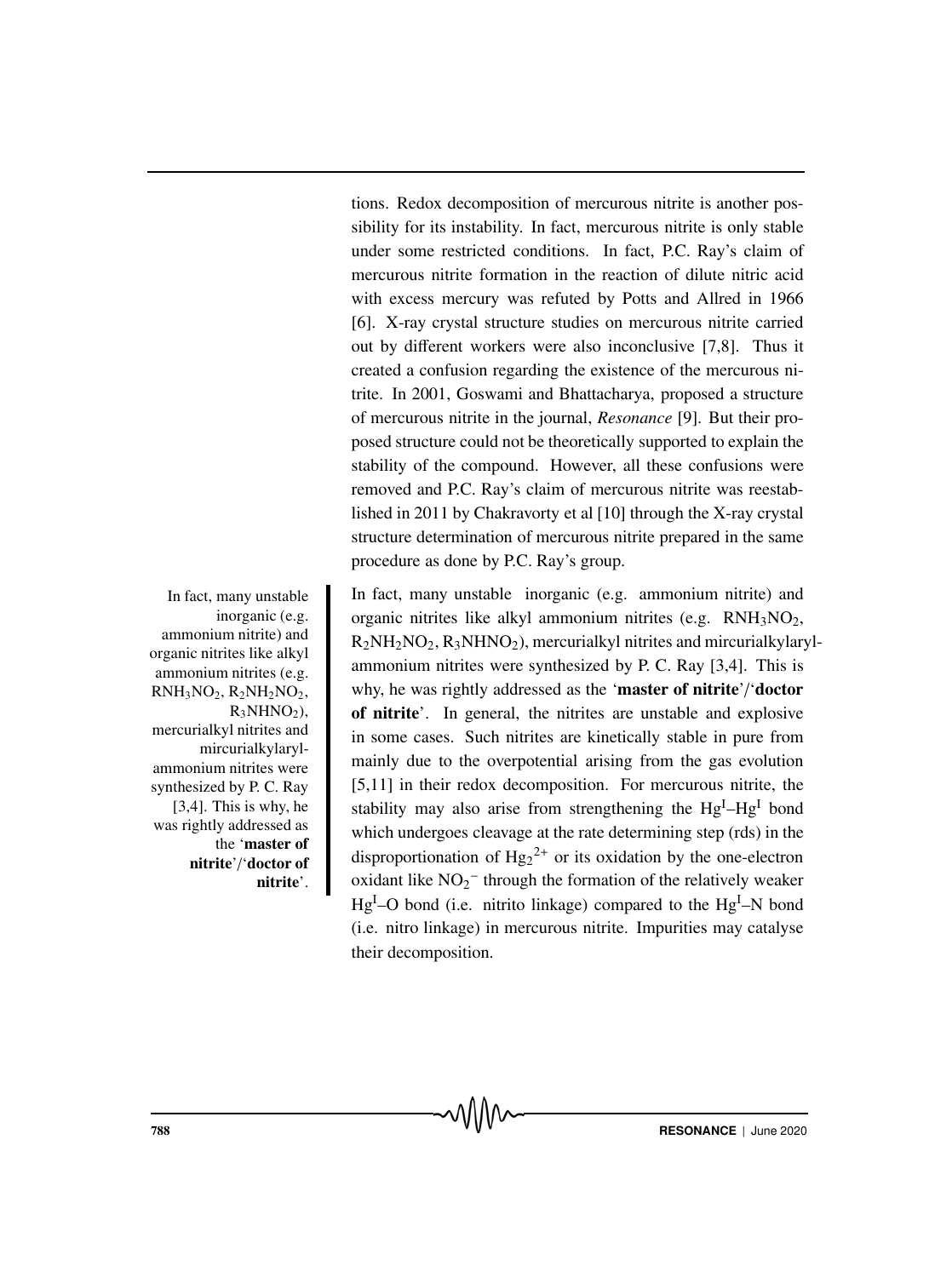tions. Redox decomposition of mercurous nitrite is another possibility for its instability. In fact, mercurous nitrite is only stable under some restricted conditions. In fact, P.C. Ray's claim of mercurous nitrite formation in the reaction of dilute nitric acid with excess mercury was refuted by Potts and Allred in 1966 [6]. X-ray crystal structure studies on mercurous nitrite carried out by different workers were also inconclusive [7,8]. Thus it created a confusion regarding the existence of the mercurous nitrite. In 2001, Goswami and Bhattacharya, proposed a structure of mercurous nitrite in the journal, *Resonance* [9]. But their proposed structure could not be theoretically supported to explain the stability of the compound. However, all these confusions were removed and P.C. Ray's claim of mercurous nitrite was reestablished in 2011 by Chakravorty et al [10] through the X-ray crystal structure determination of mercurous nitrite prepared in the same procedure as done by P.C. Ray's group.

In fact, many unstable inorganic (e.g. ammonium nitrite) and organic nitrites like alkyl ammonium nitrites (e.g. $RNH_3NO_2$, $R_2NH_2NO_2$, $R_3NHNO_2$), mercurialkyl nitrites and mircurialkylarylammonium nitrites were synthesized by P. C. Ray [3,4]. This is why, he was rightly addressed as the '**master of nitrite**'/'**doctor of nitrite**'. In general, the nitrites are unstable and explosive in some cases. Such nitrites are kinetically stable in pure from mainly due to the overpotential arising from the gas evolution [5,11] in their redox decomposition. For mercurous nitrite, the stability may also arise from strengthening the $Hg^{I}$–$Hg^{I}$ bond which undergoes cleavage at the rate determining step (rds) in the disproportionation of $Hg_2^{2+}$ or its oxidation by the one-electron oxidant like $NO_2^-$ through the formation of the relatively weaker $Hg^{I}$–O bond (i.e. nitrito linkage) compared to the $Hg^{I}$–N bond (i.e. nitro linkage) in mercurous nitrite. Impurities may catalyse their decomposition.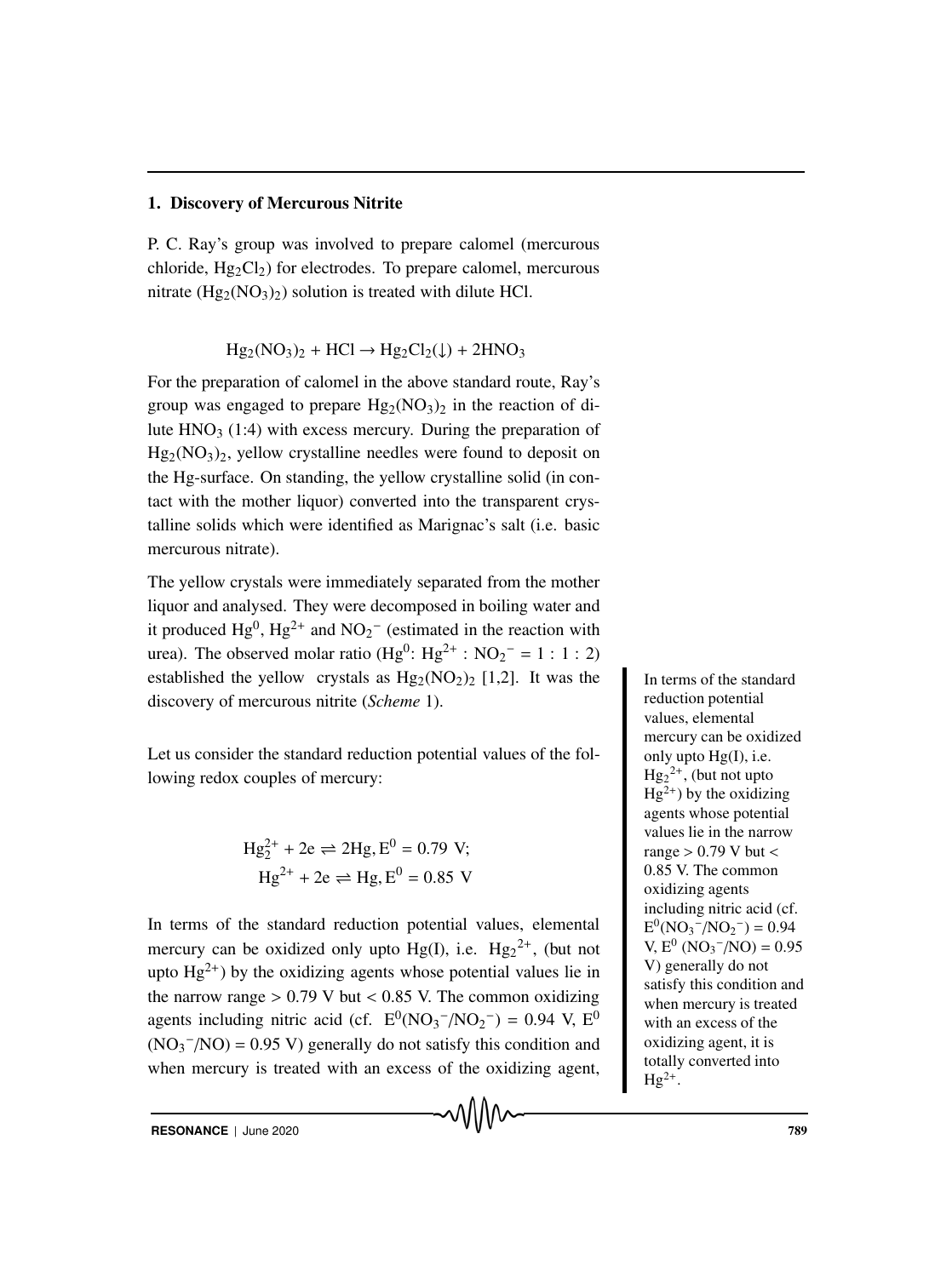## 1. Discovery of Mercurous Nitrite

P. C. Ray's group was involved to prepare calomel (mercurous chloride, $Hg_2Cl_2$) for electrodes. To prepare calomel, mercurous nitrate ($Hg_2(NO_3)_2$) solution is treated with dilute HCl.

$$Hg_2(NO_3)_2 + HCl \rightarrow Hg_2Cl_2(\downarrow) + 2HNO_3$$

For the preparation of calomel in the above standard route, Ray's group was engaged to prepare $Hg_2(NO_3)_2$ in the reaction of dilute $HNO_3$ (1:4) with excess mercury. During the preparation of $Hg_2(NO_3)_2$, yellow crystalline needles were found to deposit on the Hg-surface. On standing, the yellow crystalline solid (in contact with the mother liquor) converted into the transparent crystalline solids which were identified as Marignac's salt (i.e. basic mercurous nitrate).

The yellow crystals were immediately separated from the mother liquor and analysed. They were decomposed in boiling water and it produced $Hg^0$, $Hg^{2+}$ and $NO_2^-$ (estimated in the reaction with urea). The observed molar ratio ($Hg^0$: $Hg^{2+}$ : $NO_2^-$ = 1 : 1 : 2) established the yellow crystals as $Hg_2(NO_2)_2$ [1,2]. It was the discovery of mercurous nitrite (*Scheme* 1).

Let us consider the standard reduction potential values of the following redox couples of mercury:

$$Hg_2^{2+} + 2e \rightleftharpoons 2Hg, E^0 = 0.79\text{ V};$$
$$Hg^{2+} + 2e \rightleftharpoons Hg, E^0 = 0.85\text{ V}$$

In terms of the standard reduction potential values, elemental mercury can be oxidized only upto Hg(I), i.e. $Hg_2^{2+}$, (but not upto $Hg^{2+}$) by the oxidizing agents whose potential values lie in the narrow range > 0.79 V but < 0.85 V. The common oxidizing agents including nitric acid (cf. $E^0(NO_3^-/NO_2^-)$ = 0.94 V, $E^0$ $(NO_3^-/NO)$ = 0.95 V) generally do not satisfy this condition and when mercury is treated with an excess of the oxidizing agent,

In terms of the standard reduction potential values, elemental mercury can be oxidized only upto Hg(I), i.e. $Hg_2^{2+}$, (but not upto $Hg^{2+}$) by the oxidizing agents whose potential values lie in the narrow range > 0.79 V but < 0.85 V. The common oxidizing agents including nitric acid (cf. $E^0(NO_3^-/NO_2^-)$ = 0.94 V, $E^0$ $(NO_3^-/NO)$ = 0.95 V) generally do not satisfy this condition and when mercury is treated with an excess of the oxidizing agent, it is totally converted into $Hg^{2+}$.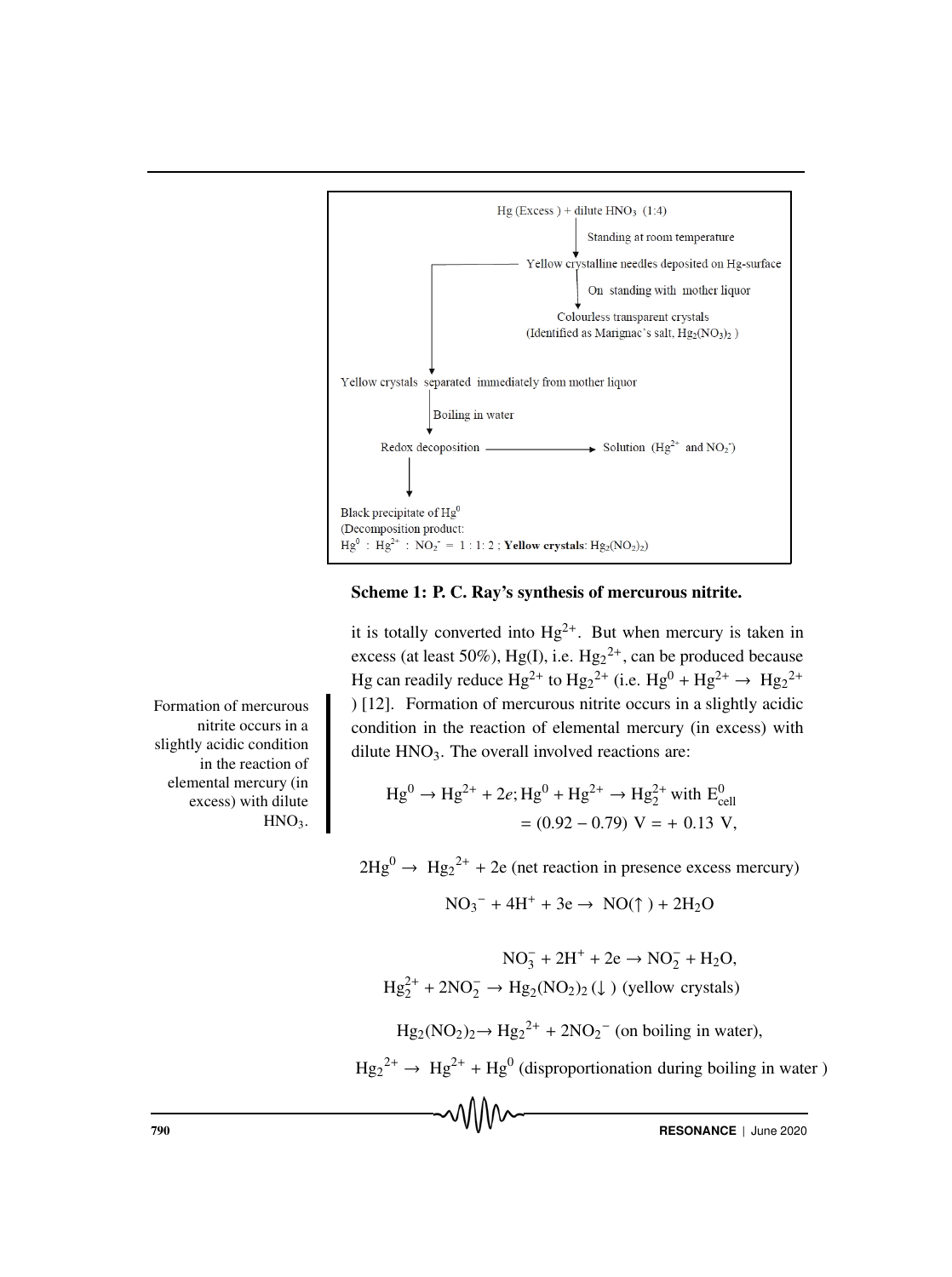Hg (Excess ) + dilute $HNO_3$ (1:4)

↓ Standing at room temperature

Yellow crystalline needles deposited on Hg-surface

↓ On standing with mother liquor

Colourless transparent crystals
(Identified as Marignac's salt, $Hg_2(NO_3)_2$ )

Yellow crystals separated immediately from mother liquor

↓ Boiling in water

Redox decoposition ⟶ Solution ($Hg^{2+}$ and $NO_2^-$)

↓

Black precipitate of $Hg^0$
(Decomposition product:
$Hg^0$ : $Hg^{2+}$ : $NO_2^-$ = 1 : 1: 2 ; **Yellow crystals**: $Hg_2(NO_2)_2$)

**Scheme 1: P. C. Ray's synthesis of mercurous nitrite.**

it is totally converted into $Hg^{2+}$. But when mercury is taken in excess (at least 50%), Hg(I), i.e. $Hg_2^{2+}$, can be produced because Hg can readily reduce $Hg^{2+}$ to $Hg_2^{2+}$ (i.e. $Hg^0 + Hg^{2+} \rightarrow Hg_2^{2+}$ ) [12]. Formation of mercurous nitrite occurs in a slightly acidic condition in the reaction of elemental mercury (in excess) with dilute $HNO_3$. The overall involved reactions are:

Formation of mercurous nitrite occurs in a slightly acidic condition in the reaction of elemental mercury (in excess) with dilute $HNO_3$.

$$Hg^0 \rightarrow Hg^{2+} + 2e; Hg^0 + Hg^{2+} \rightarrow Hg_2^{2+} \text{ with } E^0_{cell} = (0.92 - 0.79)\text{ V} = +\,0.13\text{ V},$$

$$2Hg^0 \rightarrow Hg_2^{2+} + 2e \text{ (net reaction in presence excess mercury)}$$

$$NO_3^- + 4H^+ + 3e \rightarrow NO(\uparrow) + 2H_2O$$

$$NO_3^- + 2H^+ + 2e \rightarrow NO_2^- + H_2O,$$

$$Hg_2^{2+} + 2NO_2^- \rightarrow Hg_2(NO_2)_2(\downarrow) \text{ (yellow crystals)}$$

$$Hg_2(NO_2)_2 \rightarrow Hg_2^{2+} + 2NO_2^- \text{ (on boiling in water)},$$

$$Hg_2^{2+} \rightarrow Hg^{2+} + Hg^0 \text{ (disproportionation during boiling in water )}$$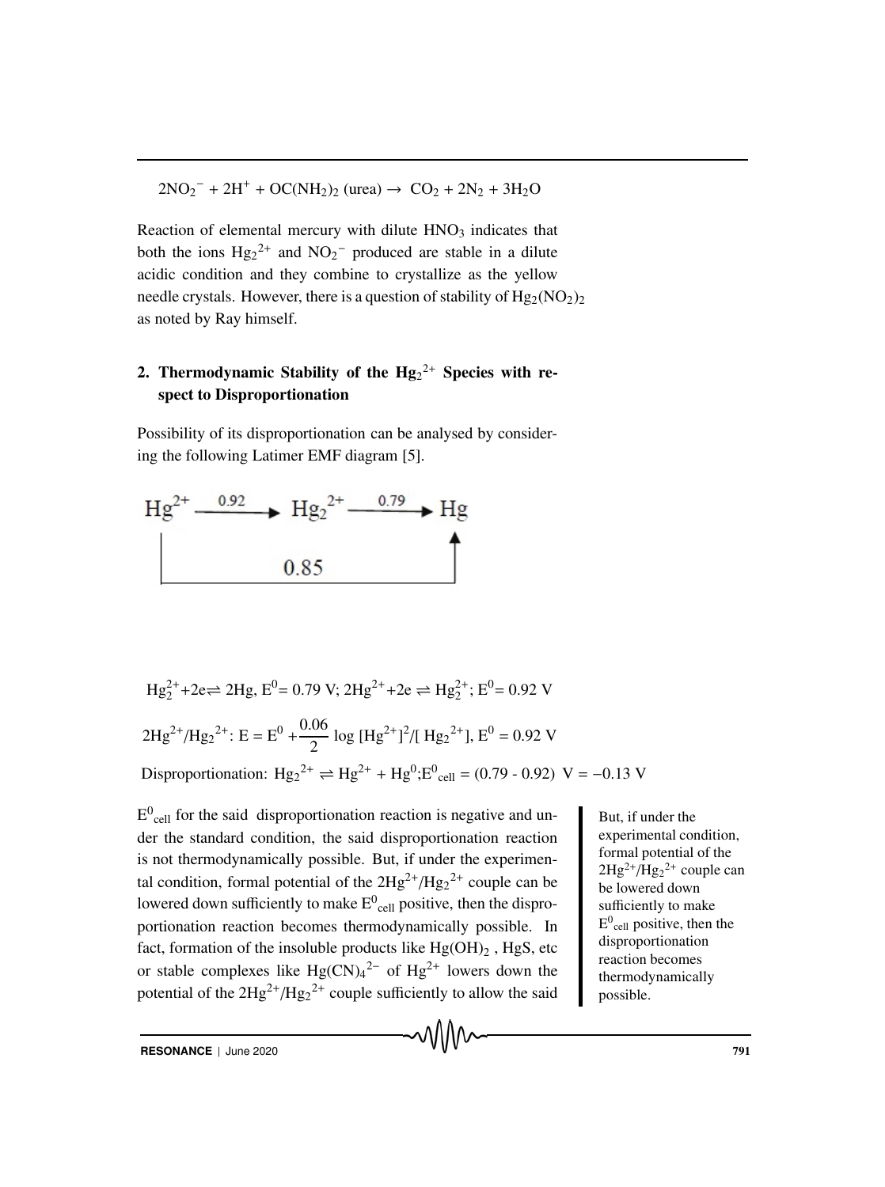$$2NO_2^- + 2H^+ + OC(NH_2)_2 \text{ (urea)} \rightarrow CO_2 + 2N_2 + 3H_2O$$

Reaction of elemental mercury with dilute $HNO_3$ indicates that both the ions $Hg_2^{2+}$ and $NO_2^-$ produced are stable in a dilute acidic condition and they combine to crystallize as the yellow needle crystals. However, there is a question of stability of $Hg_2(NO_2)_2$ as noted by Ray himself.

## 2. Thermodynamic Stability of the $Hg_2^{2+}$ Species with respect to Disproportionation

Possibility of its disproportionation can be analysed by considering the following Latimer EMF diagram [5].

$$Hg^{2+} \xrightarrow{0.92} Hg_2^{2+} \xrightarrow{0.79} Hg \quad (Hg^{2+} \xrightarrow{0.85} Hg)$$

$Hg_2^{2+} + 2e \rightleftharpoons 2Hg$, $E^0 = 0.79$ V; $2Hg^{2+} + 2e \rightleftharpoons Hg_2^{2+}$; $E^0 = 0.92$ V

$$2Hg^{2+}/Hg_2^{2+}: E = E^0 + \frac{0.06}{2} \log [Hg^{2+}]^2/[Hg_2^{2+}],\ E^0 = 0.92 \text{ V}$$

Disproportionation: $Hg_2^{2+} \rightleftharpoons Hg^{2+} + Hg^0$; $E^0_{cell} = (0.79 - 0.92)$ V $= -0.13$ V

$E^0_{cell}$ for the said disproportionation reaction is negative and under the standard condition, the said disproportionation reaction is not thermodynamically possible. But, if under the experimental condition, formal potential of the $2Hg^{2+}/Hg_2^{2+}$ couple can be lowered down sufficiently to make $E^0_{cell}$ positive, then the disproportionation reaction becomes thermodynamically possible. In fact, formation of the insoluble products like $Hg(OH)_2$, HgS, etc or stable complexes like $Hg(CN)_4^{2-}$ of $Hg^{2+}$ lowers down the potential of the $2Hg^{2+}/Hg_2^{2+}$ couple sufficiently to allow the said

But, if under the experimental condition, formal potential of the $2Hg^{2+}/Hg_2^{2+}$ couple can be lowered down sufficiently to make $E^0_{cell}$ positive, then the disproportionation reaction becomes thermodynamically possible.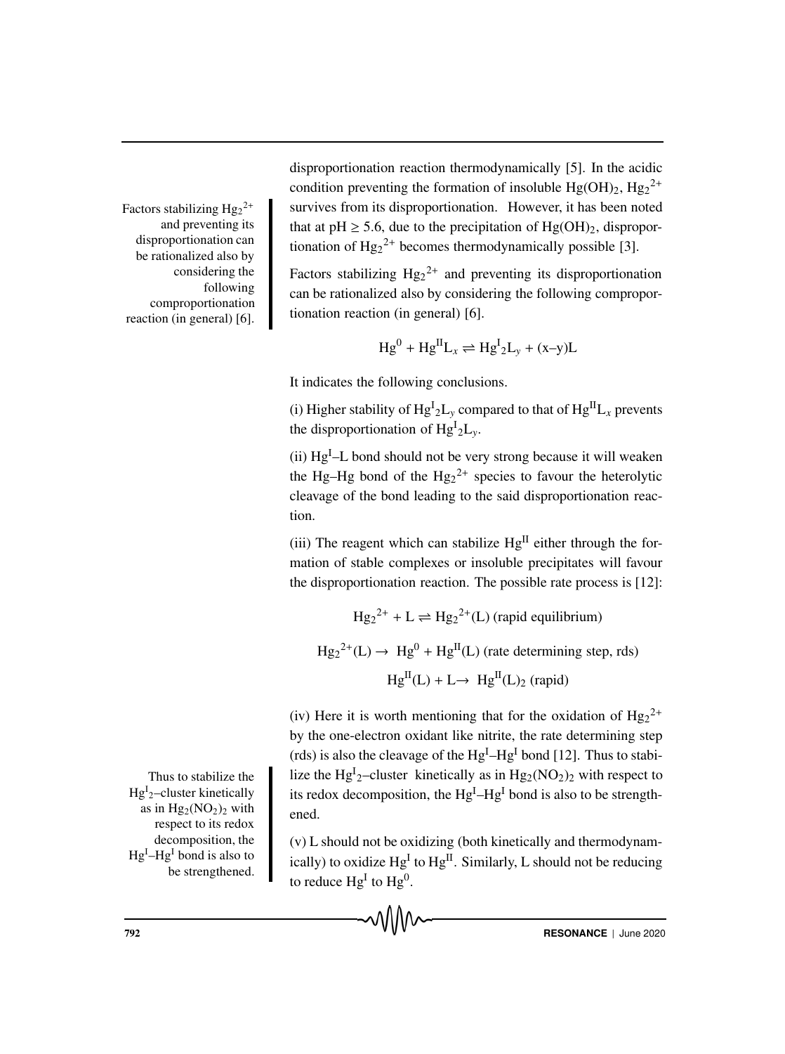disproportionation reaction thermodynamically [5]. In the acidic condition preventing the formation of insoluble $Hg(OH)_2$, $Hg_2^{2+}$ survives from its disproportionation. However, it has been noted that at pH ≥ 5.6, due to the precipitation of $Hg(OH)_2$, disproportionation of $Hg_2^{2+}$ becomes thermodynamically possible [3].

Factors stabilizing $Hg_2^{2+}$ and preventing its disproportionation can be rationalized also by considering the following comproportionation reaction (in general) [6].

$$Hg^0 + Hg^{II}L_x \rightleftharpoons Hg^{I}{}_2L_y + (x\text{–}y)L$$

It indicates the following conclusions.

(i) Higher stability of $Hg^{I}{}_2L_y$ compared to that of $Hg^{II}L_x$ prevents the disproportionation of $Hg^{I}{}_2L_y$.

(ii) $Hg^{I}$–L bond should not be very strong because it will weaken the Hg–Hg bond of the $Hg_2^{2+}$ species to favour the heterolytic cleavage of the bond leading to the said disproportionation reaction.

(iii) The reagent which can stabilize $Hg^{II}$ either through the formation of stable complexes or insoluble precipitates will favour the disproportionation reaction. The possible rate process is [12]:

$$Hg_2^{2+} + L \rightleftharpoons Hg_2^{2+}(L) \text{ (rapid equilibrium)}$$

$$Hg_2^{2+}(L) \rightarrow Hg^0 + Hg^{II}(L) \text{ (rate determining step, rds)}$$

$$Hg^{II}(L) + L \rightarrow Hg^{II}(L)_2 \text{ (rapid)}$$

(iv) Here it is worth mentioning that for the oxidation of $Hg_2^{2+}$ by the one-electron oxidant like nitrite, the rate determining step (rds) is also the cleavage of the $Hg^{I}$–$Hg^{I}$ bond [12]. Thus to stabilize the $Hg^{I}{}_2$–cluster kinetically as in $Hg_2(NO_2)_2$ with respect to its redox decomposition, the $Hg^{I}$–$Hg^{I}$ bond is also to be strengthened.

(v) L should not be oxidizing (both kinetically and thermodynamically) to oxidize $Hg^{I}$ to $Hg^{II}$. Similarly, L should not be reducing to reduce $Hg^{I}$ to $Hg^0$.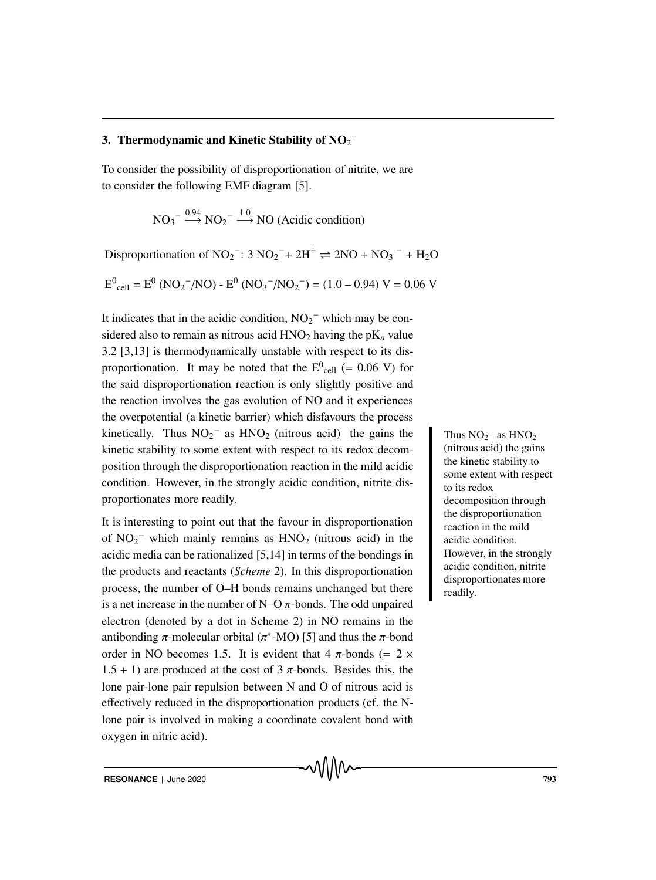## 3. Thermodynamic and Kinetic Stability of $NO_2^-$

To consider the possibility of disproportionation of nitrite, we are to consider the following EMF diagram [5].

$$NO_3^- \xrightarrow{0.94} NO_2^- \xrightarrow{1.0} NO \text{ (Acidic condition)}$$

Disproportionation of $NO_2^-$: $3\,NO_2^- + 2H^+ \rightleftharpoons 2NO + NO_3^- + H_2O$

$E^0_{cell} = E^0\,(NO_2^-/NO) - E^0\,(NO_3^-/NO_2^-) = (1.0 - 0.94)\text{ V} = 0.06\text{ V}$

It indicates that in the acidic condition, $NO_2^-$ which may be considered also to remain as nitrous acid $HNO_2$ having the $pK_a$ value 3.2 [3,13] is thermodynamically unstable with respect to its disproportionation. It may be noted that the $E^0_{cell}$ (= 0.06 V) for the said disproportionation reaction is only slightly positive and the reaction involves the gas evolution of NO and it experiences the overpotential (a kinetic barrier) which disfavours the process kinetically. Thus $NO_2^-$ as $HNO_2$ (nitrous acid) the gains the kinetic stability to some extent with respect to its redox decomposition through the disproportionation reaction in the mild acidic condition. However, in the strongly acidic condition, nitrite disproportionates more readily.

Thus $NO_2^-$ as $HNO_2$ (nitrous acid) the gains the kinetic stability to some extent with respect to its redox decomposition through the disproportionation reaction in the mild acidic condition. However, in the strongly acidic condition, nitrite disproportionates more readily.

It is interesting to point out that the favour in disproportionation of $NO_2^-$ which mainly remains as $HNO_2$ (nitrous acid) in the acidic media can be rationalized [5,14] in terms of the bondings in the products and reactants (*Scheme* 2). In this disproportionation process, the number of O–H bonds remains unchanged but there is a net increase in the number of N–O $\pi$-bonds. The odd unpaired electron (denoted by a dot in Scheme 2) in NO remains in the antibonding $\pi$-molecular orbital ($\pi^*$-MO) [5] and thus the $\pi$-bond order in NO becomes 1.5. It is evident that 4 $\pi$-bonds (= $2 \times 1.5 + 1$) are produced at the cost of 3 $\pi$-bonds. Besides this, the lone pair-lone pair repulsion between N and O of nitrous acid is effectively reduced in the disproportionation products (cf. the N-lone pair is involved in making a coordinate covalent bond with oxygen in nitric acid).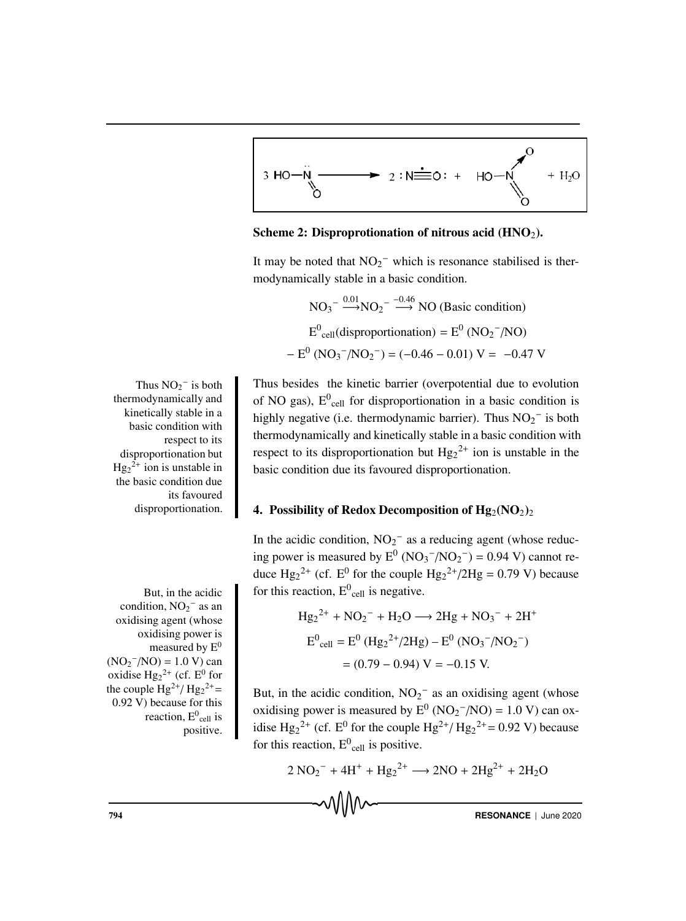$$3\ HO{-}\ddot{N}{=}O \longrightarrow 2\ {:}N{\equiv}\dot{O}{:} + HO{-}N(\rightarrow O){=}O + H_2O$$

**Scheme 2: Disproprotionation of nitrous acid ($HNO_2$).**

It may be noted that $NO_2^-$ which is resonance stabilised is thermodynamically stable in a basic condition.

$$NO_3^- \xrightarrow{0.01} NO_2^- \xrightarrow{-0.46} NO \text{ (Basic condition)}$$

$$E^0_{cell}(\text{disproportionation}) = E^0\ (NO_2^-/NO)$$

$$-\ E^0\ (NO_3^-/NO_2^-) = (-0.46 - 0.01)\ V = -0.47\ V$$

Thus besides the kinetic barrier (overpotential due to evolution of NO gas), $E^0_{cell}$ for disproportionation in a basic condition is highly negative (i.e. thermodynamic barrier). Thus $NO_2^-$ is both thermodynamically and kinetically stable in a basic condition with respect to its disproportionation but $Hg_2^{2+}$ ion is unstable in the basic condition due its favoured disproportionation.

Thus $NO_2^-$ is both thermodynamically and kinetically stable in a basic condition with respect to its disproportionation but $Hg_2^{2+}$ ion is unstable in the basic condition due its favoured disproportionation.

## 4. Possibility of Redox Decomposition of $Hg_2(NO_2)_2$

In the acidic condition, $NO_2^-$ as a reducing agent (whose reducing power is measured by $E^0\ (NO_3^-/NO_2^-) = 0.94$ V) cannot reduce $Hg_2^{2+}$ (cf. $E^0$ for the couple $Hg_2^{2+}/2Hg = 0.79$ V) because for this reaction, $E^0_{cell}$ is negative.

$$Hg_2^{2+} + NO_2^- + H_2O \longrightarrow 2Hg + NO_3^- + 2H^+$$

$$E^0_{cell} = E^0\ (Hg_2^{2+}/2Hg) - E^0\ (NO_3^-/NO_2^-)$$

$$= (0.79 - 0.94)\ V = -0.15\ V.$$

But, in the acidic condition, $NO_2^-$ as an oxidising agent (whose oxidising power is measured by $E^0\ (NO_2^-/NO) = 1.0$ V) can oxidise $Hg_2^{2+}$ (cf. $E^0$ for the couple $Hg^{2+}/\ Hg_2^{2+} = 0.92$ V) because for this reaction, $E^0_{cell}$ is positive.

But, in the acidic condition, $NO_2^-$ as an oxidising agent (whose oxidising power is measured by $E^0\ (NO_2^-/NO) = 1.0$ V) can oxidise $Hg_2^{2+}$ (cf. $E^0$ for the couple $Hg^{2+}/\ Hg_2^{2+} = 0.92$ V) because for this reaction, $E^0_{cell}$ is positive.

$$2\ NO_2^- + 4H^+ + Hg_2^{2+} \longrightarrow 2NO + 2Hg^{2+} + 2H_2O$$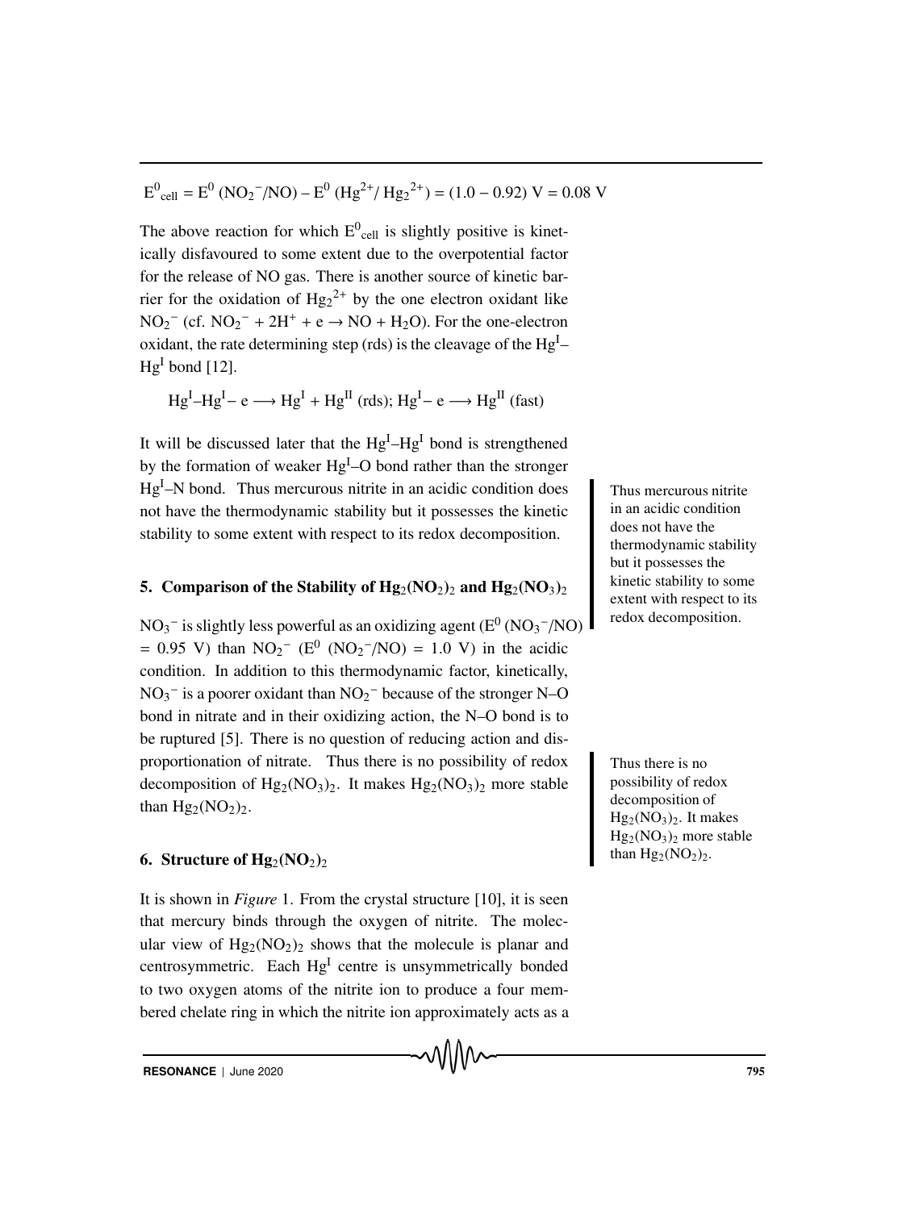$$E^0_{cell} = E^0\,(NO_2^-/NO) - E^0\,(Hg^{2+}/\,Hg_2^{2+}) = (1.0 - 0.92)\text{ V} = 0.08\text{ V}$$

The above reaction for which $E^0_{cell}$ is slightly positive is kinetically disfavoured to some extent due to the overpotential factor for the release of NO gas. There is another source of kinetic barrier for the oxidation of $Hg_2^{2+}$ by the one electron oxidant like $NO_2^-$ (cf. $NO_2^- + 2H^+ + e \rightarrow NO + H_2O$). For the one-electron oxidant, the rate determining step (rds) is the cleavage of the $Hg^I$–$Hg^I$ bond [12].

$$Hg^I\text{–}Hg^I - e \longrightarrow Hg^I + Hg^{II}\ \text{(rds)};\ Hg^I - e \longrightarrow Hg^{II}\ \text{(fast)}$$

It will be discussed later that the $Hg^I$–$Hg^I$ bond is strengthened by the formation of weaker $Hg^I$–O bond rather than the stronger $Hg^I$–N bond. Thus mercurous nitrite in an acidic condition does not have the thermodynamic stability but it possesses the kinetic stability to some extent with respect to its redox decomposition.

Thus mercurous nitrite in an acidic condition does not have the thermodynamic stability but it possesses the kinetic stability to some extent with respect to its redox decomposition.

## 5. Comparison of the Stability of $Hg_2(NO_2)_2$ and $Hg_2(NO_3)_2$

$NO_3^-$ is slightly less powerful as an oxidizing agent ($E^0\,(NO_3^-/NO) = 0.95$ V) than $NO_2^-$ ($E^0\,(NO_2^-/NO) = 1.0$ V) in the acidic condition. In addition to this thermodynamic factor, kinetically, $NO_3^-$ is a poorer oxidant than $NO_2^-$ because of the stronger N–O bond in nitrate and in their oxidizing action, the N–O bond is to be ruptured [5]. There is no question of reducing action and disproportionation of nitrate. Thus there is no possibility of redox decomposition of $Hg_2(NO_3)_2$. It makes $Hg_2(NO_3)_2$ more stable than $Hg_2(NO_2)_2$.

Thus there is no possibility of redox decomposition of $Hg_2(NO_3)_2$. It makes $Hg_2(NO_3)_2$ more stable than $Hg_2(NO_2)_2$.

## 6. Structure of $Hg_2(NO_2)_2$

It is shown in *Figure* 1. From the crystal structure [10], it is seen that mercury binds through the oxygen of nitrite. The molecular view of $Hg_2(NO_2)_2$ shows that the molecule is planar and centrosymmetric. Each $Hg^I$ centre is unsymmetrically bonded to two oxygen atoms of the nitrite ion to produce a four membered chelate ring in which the nitrite ion approximately acts as a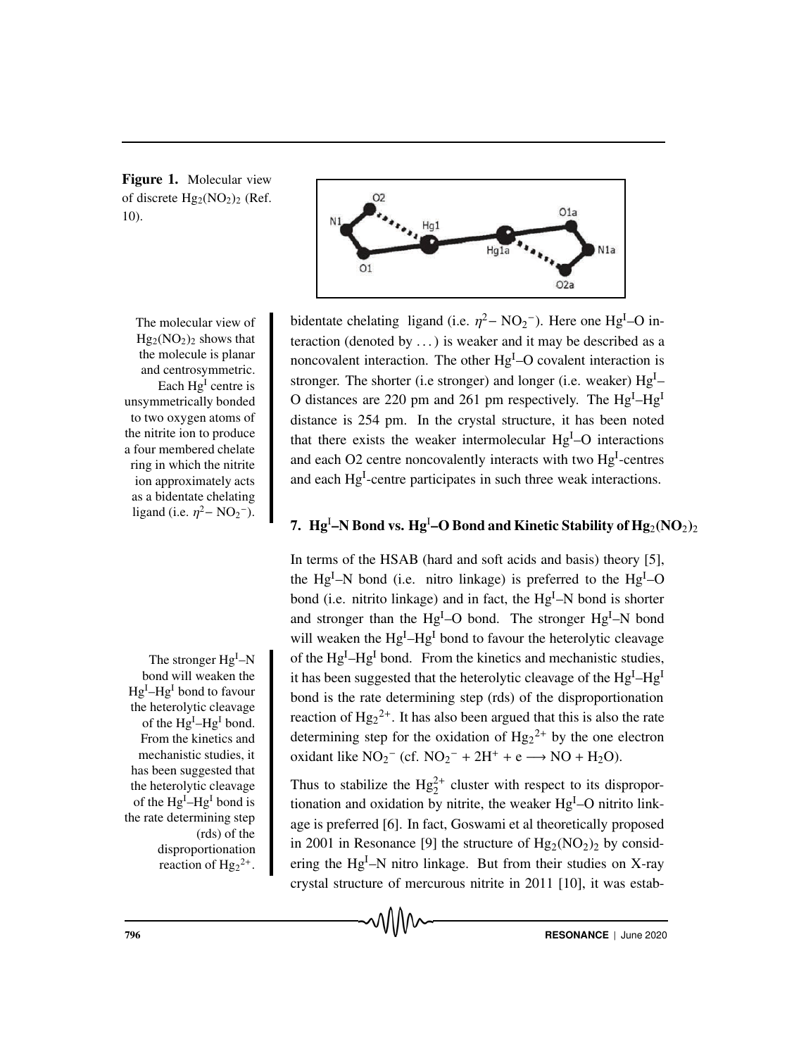**Figure 1.** Molecular view of discrete $Hg_2(NO_2)_2$ (Ref. 10).

The molecular view of $Hg_2(NO_2)_2$ shows that the molecule is planar and centrosymmetric. Each $Hg^I$ centre is unsymmetrically bonded to two oxygen atoms of the nitrite ion to produce a four membered chelate ring in which the nitrite ion approximately acts as a bidentate chelating ligand (i.e. $\eta^2-NO_2^-$).

bidentate chelating ligand (i.e. $\eta^2-NO_2^-$). Here one $Hg^I$–O interaction (denoted by ...) is weaker and it may be described as a noncovalent interaction. The other $Hg^I$–O covalent interaction is stronger. The shorter (i.e stronger) and longer (i.e. weaker) $Hg^I$–O distances are 220 pm and 261 pm respectively. The $Hg^I$–$Hg^I$ distance is 254 pm. In the crystal structure, it has been noted that there exists the weaker intermolecular $Hg^I$–O interactions and each O2 centre noncovalently interacts with two $Hg^I$-centres and each $Hg^I$-centre participates in such three weak interactions.

## 7. $Hg^I$–N Bond vs. $Hg^I$–O Bond and Kinetic Stability of $Hg_2(NO_2)_2$

In terms of the HSAB (hard and soft acids and basis) theory [5], the $Hg^I$–N bond (i.e. nitro linkage) is preferred to the $Hg^I$–O bond (i.e. nitrito linkage) and in fact, the $Hg^I$–N bond is shorter and stronger than the $Hg^I$–O bond. The stronger $Hg^I$–N bond will weaken the $Hg^I$–$Hg^I$ bond to favour the heterolytic cleavage of the $Hg^I$–$Hg^I$ bond. From the kinetics and mechanistic studies, it has been suggested that the heterolytic cleavage of the $Hg^I$–$Hg^I$ bond is the rate determining step (rds) of the disproportionation reaction of $Hg_2^{2+}$. It has also been argued that this is also the rate determining step for the oxidation of $Hg_2^{2+}$ by the one electron oxidant like $NO_2^-$ (cf. $NO_2^- + 2H^+ + e \longrightarrow NO + H_2O$).

The stronger $Hg^I$–N bond will weaken the $Hg^I$–$Hg^I$ bond to favour the heterolytic cleavage of the $Hg^I$–$Hg^I$ bond. From the kinetics and mechanistic studies, it has been suggested that the heterolytic cleavage of the $Hg^I$–$Hg^I$ bond is the rate determining step (rds) of the disproportionation reaction of $Hg_2^{2+}$.

Thus to stabilize the $Hg_2^{2+}$ cluster with respect to its disproportionation and oxidation by nitrite, the weaker $Hg^I$–O nitrito linkage is preferred [6]. In fact, Goswami et al theoretically proposed in 2001 in Resonance [9] the structure of $Hg_2(NO_2)_2$ by considering the $Hg^I$–N nitro linkage. But from their studies on X-ray crystal structure of mercurous nitrite in 2011 [10], it was estab-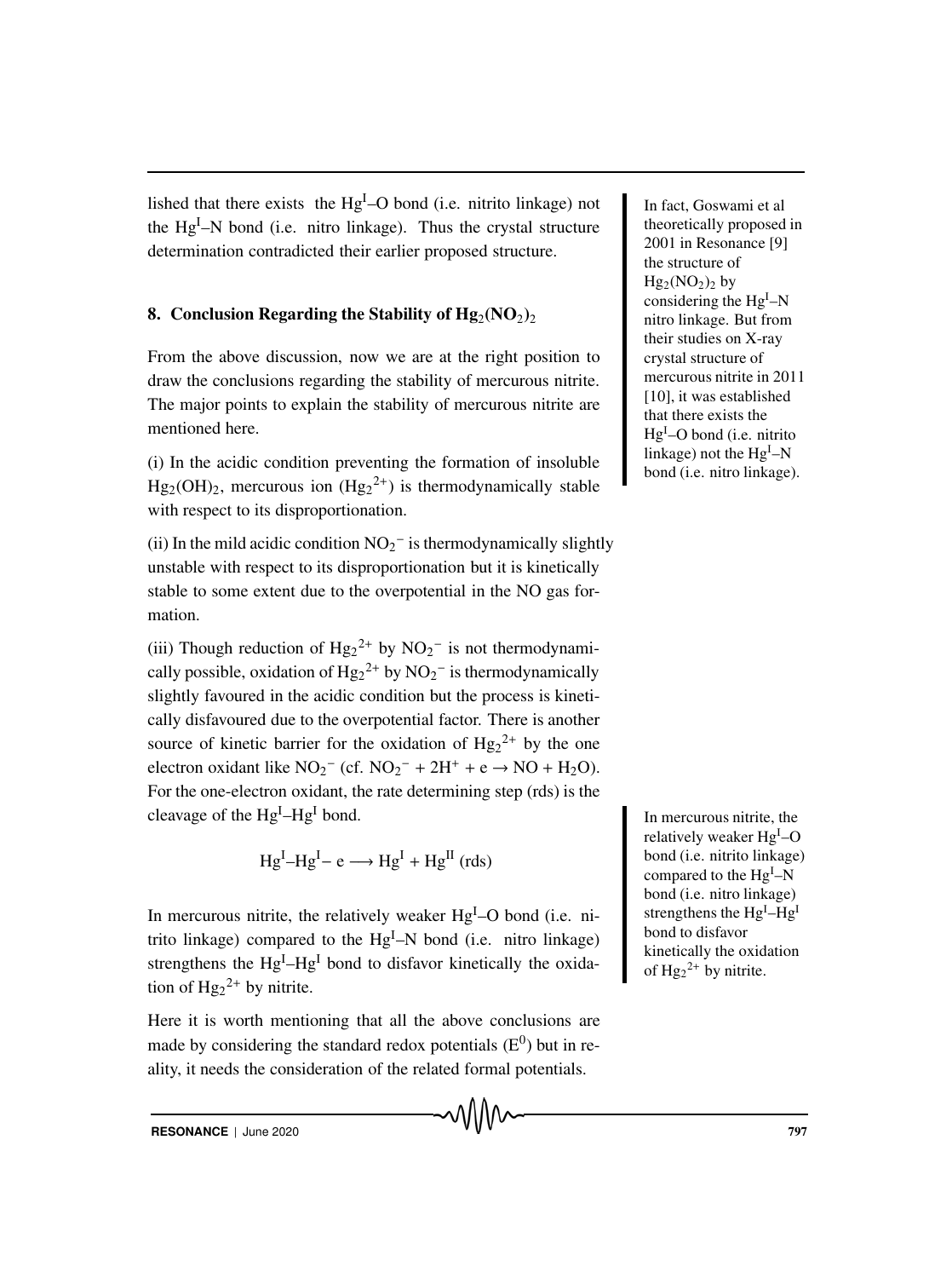lished that there exists the $Hg^{I}$–O bond (i.e. nitrito linkage) not the $Hg^{I}$–N bond (i.e. nitro linkage). Thus the crystal structure determination contradicted their earlier proposed structure.

In fact, Goswami et al theoretically proposed in 2001 in Resonance [9] the structure of $Hg_2(NO_2)_2$ by considering the $Hg^{I}$–N nitro linkage. But from their studies on X-ray crystal structure of mercurous nitrite in 2011 [10], it was established that there exists the $Hg^{I}$–O bond (i.e. nitrito linkage) not the $Hg^{I}$–N bond (i.e. nitro linkage).

## 8. Conclusion Regarding the Stability of $Hg_2(NO_2)_2$

From the above discussion, now we are at the right position to draw the conclusions regarding the stability of mercurous nitrite. The major points to explain the stability of mercurous nitrite are mentioned here.

(i) In the acidic condition preventing the formation of insoluble $Hg_2(OH)_2$, mercurous ion ($Hg_2^{2+}$) is thermodynamically stable with respect to its disproportionation.

(ii) In the mild acidic condition $NO_2^-$ is thermodynamically slightly unstable with respect to its disproportionation but it is kinetically stable to some extent due to the overpotential in the NO gas formation.

(iii) Though reduction of $Hg_2^{2+}$ by $NO_2^-$ is not thermodynamically possible, oxidation of $Hg_2^{2+}$ by $NO_2^-$ is thermodynamically slightly favoured in the acidic condition but the process is kinetically disfavoured due to the overpotential factor. There is another source of kinetic barrier for the oxidation of $Hg_2^{2+}$ by the one electron oxidant like $NO_2^-$ (cf. $NO_2^- + 2H^+ + e \rightarrow NO + H_2O$). For the one-electron oxidant, the rate determining step (rds) is the cleavage of the $Hg^{I}$–$Hg^{I}$ bond.

$$Hg^{I}\text{–}Hg^{I} - e \longrightarrow Hg^{I} + Hg^{II} \text{ (rds)}$$

In mercurous nitrite, the relatively weaker $Hg^{I}$–O bond (i.e. nitrito linkage) compared to the $Hg^{I}$–N bond (i.e. nitro linkage) strengthens the $Hg^{I}$–$Hg^{I}$ bond to disfavor kinetically the oxidation of $Hg_2^{2+}$ by nitrite.

In mercurous nitrite, the relatively weaker $Hg^{I}$–O bond (i.e. nitrito linkage) compared to the $Hg^{I}$–N bond (i.e. nitro linkage) strengthens the $Hg^{I}$–$Hg^{I}$ bond to disfavor kinetically the oxidation of $Hg_2^{2+}$ by nitrite.

Here it is worth mentioning that all the above conclusions are made by considering the standard redox potentials ($E^0$) but in reality, it needs the consideration of the related formal potentials.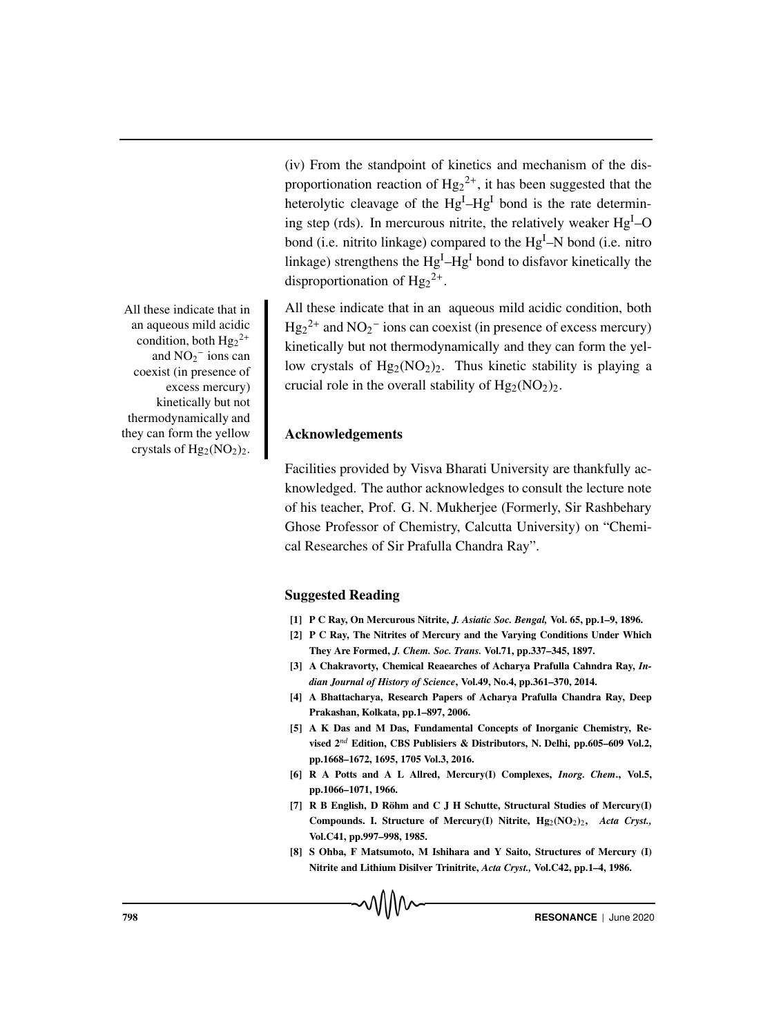(iv) From the standpoint of kinetics and mechanism of the disproportionation reaction of $Hg_2^{2+}$, it has been suggested that the heterolytic cleavage of the $Hg^I$–$Hg^I$ bond is the rate determining step (rds). In mercurous nitrite, the relatively weaker $Hg^I$–O bond (i.e. nitrito linkage) compared to the $Hg^I$–N bond (i.e. nitro linkage) strengthens the $Hg^I$–$Hg^I$ bond to disfavor kinetically the disproportionation of $Hg_2^{2+}$.

All these indicate that in an aqueous mild acidic condition, both $Hg_2^{2+}$ and $NO_2^-$ ions can coexist (in presence of excess mercury) kinetically but not thermodynamically and they can form the yellow crystals of $Hg_2(NO_2)_2$. Thus kinetic stability is playing a crucial role in the overall stability of $Hg_2(NO_2)_2$.

## Acknowledgements

Facilities provided by Visva Bharati University are thankfully acknowledged. The author acknowledges to consult the lecture note of his teacher, Prof. G. N. Mukherjee (Formerly, Sir Rashbehary Ghose Professor of Chemistry, Calcutta University) on "Chemical Researches of Sir Prafulla Chandra Ray".

## Suggested Reading

[1] P C Ray, On Mercurous Nitrite, *J. Asiatic Soc. Bengal,* Vol. 65, pp.1–9, 1896.

[2] P C Ray, The Nitrites of Mercury and the Varying Conditions Under Which They Are Formed, *J. Chem. Soc. Trans.* Vol.71, pp.337–345, 1897.

[3] A Chakravorty, Chemical Reaearches of Acharya Prafulla Cahndra Ray, *Indian Journal of History of Science*, Vol.49, No.4, pp.361–370, 2014.

[4] A Bhattacharya, Research Papers of Acharya Prafulla Chandra Ray, Deep Prakashan, Kolkata, pp.1–897, 2006.

[5] A K Das and M Das, Fundamental Concepts of Inorganic Chemistry, Revised 2$^{nd}$ Edition, CBS Publisiers & Distributors, N. Delhi, pp.605–609 Vol.2, pp.1668–1672, 1695, 1705 Vol.3, 2016.

[6] R A Potts and A L Allred, Mercury(I) Complexes, *Inorg. Chem*., Vol.5, pp.1066–1071, 1966.

[7] R B English, D Röhm and C J H Schutte, Structural Studies of Mercury(I) Compounds. I. Structure of Mercury(I) Nitrite, $Hg_2(NO_2)_2$, *Acta Cryst.,* Vol.C41, pp.997–998, 1985.

[8] S Ohba, F Matsumoto, M Ishihara and Y Saito, Structures of Mercury (I) Nitrite and Lithium Disilver Trinitrite, *Acta Cryst.,* Vol.C42, pp.1–4, 1986.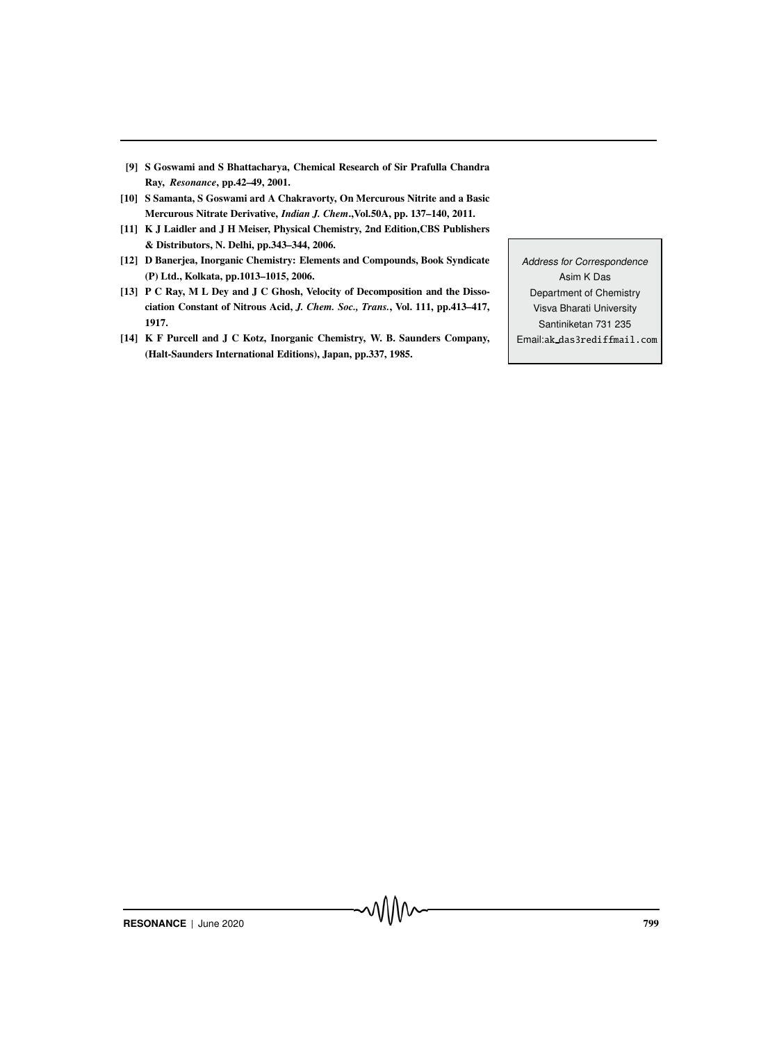**[9] S Goswami and S Bhattacharya, Chemical Research of Sir Prafulla Chandra Ray, *Resonance*, pp.42–49, 2001.**

**[10] S Samanta, S Goswami ard A Chakravorty, On Mercurous Nitrite and a Basic Mercurous Nitrate Derivative, *Indian J. Chem*.,Vol.50A, pp. 137–140, 2011.**

**[11] K J Laidler and J H Meiser, Physical Chemistry, 2nd Edition,CBS Publishers & Distributors, N. Delhi, pp.343–344, 2006.**

**[12] D Banerjea, Inorganic Chemistry: Elements and Compounds, Book Syndicate (P) Ltd., Kolkata, pp.1013–1015, 2006.**

**[13] P C Ray, M L Dey and J C Ghosh, Velocity of Decomposition and the Dissociation Constant of Nitrous Acid, *J. Chem. Soc., Trans.*, Vol. 111, pp.413–417, 1917.**

**[14] K F Purcell and J C Kotz, Inorganic Chemistry, W. B. Saunders Company, (Halt-Saunders International Editions), Japan, pp.337, 1985.**

*Address for Correspondence*
Asim K Das
Department of Chemistry
Visva Bharati University
Santiniketan 731 235
Email:ak_das3rediffmail.com